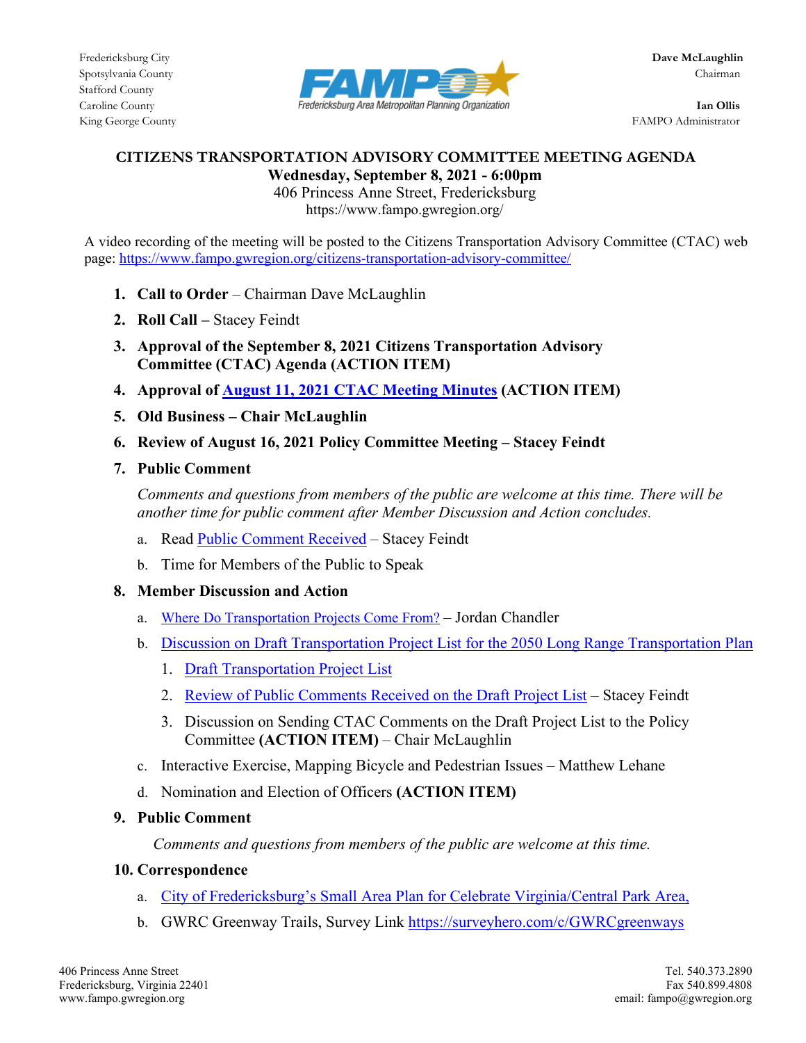Fredericksburg City
Spotsylvania County
Stafford County
Caroline County
King George County

FAMPO
Fredericksburg Area Metropolitan Planning Organization

**Dave McLaughlin**
Chairman

**Ian Ollis**
FAMPO Administrator

# CITIZENS TRANSPORTATION ADVISORY COMMITTEE MEETING AGENDA

**Wednesday, September 8, 2021 - 6:00pm**
406 Princess Anne Street, Fredericksburg
https://www.fampo.gwregion.org/

A video recording of the meeting will be posted to the Citizens Transportation Advisory Committee (CTAC) web page: https://www.fampo.gwregion.org/citizens-transportation-advisory-committee/

1. **Call to Order** – Chairman Dave McLaughlin
2. **Roll Call –** Stacey Feindt
3. **Approval of the September 8, 2021 Citizens Transportation Advisory Committee (CTAC) Agenda (ACTION ITEM)**
4. **Approval of August 11, 2021 CTAC Meeting Minutes (ACTION ITEM)**
5. **Old Business – Chair McLaughlin**
6. **Review of August 16, 2021 Policy Committee Meeting – Stacey Feindt**
7. **Public Comment**

   *Comments and questions from members of the public are welcome at this time. There will be another time for public comment after Member Discussion and Action concludes.*

   a. Read Public Comment Received – Stacey Feindt
   b. Time for Members of the Public to Speak
8. **Member Discussion and Action**
   a. Where Do Transportation Projects Come From? – Jordan Chandler
   b. Discussion on Draft Transportation Project List for the 2050 Long Range Transportation Plan
      1. Draft Transportation Project List
      2. Review of Public Comments Received on the Draft Project List – Stacey Feindt
      3. Discussion on Sending CTAC Comments on the Draft Project List to the Policy Committee **(ACTION ITEM)** – Chair McLaughlin
   c. Interactive Exercise, Mapping Bicycle and Pedestrian Issues – Matthew Lehane
   d. Nomination and Election of Officers **(ACTION ITEM)**
9. **Public Comment**

   *Comments and questions from members of the public are welcome at this time.*
10. **Correspondence**
    a. City of Fredericksburg's Small Area Plan for Celebrate Virginia/Central Park Area,
    b. GWRC Greenway Trails, Survey Link https://surveyhero.com/c/GWRCgreenways

406 Princess Anne Street
Fredericksburg, Virginia 22401
www.fampo.gwregion.org

Tel. 540.373.2890
Fax 540.899.4808
email: fampo@gwregion.org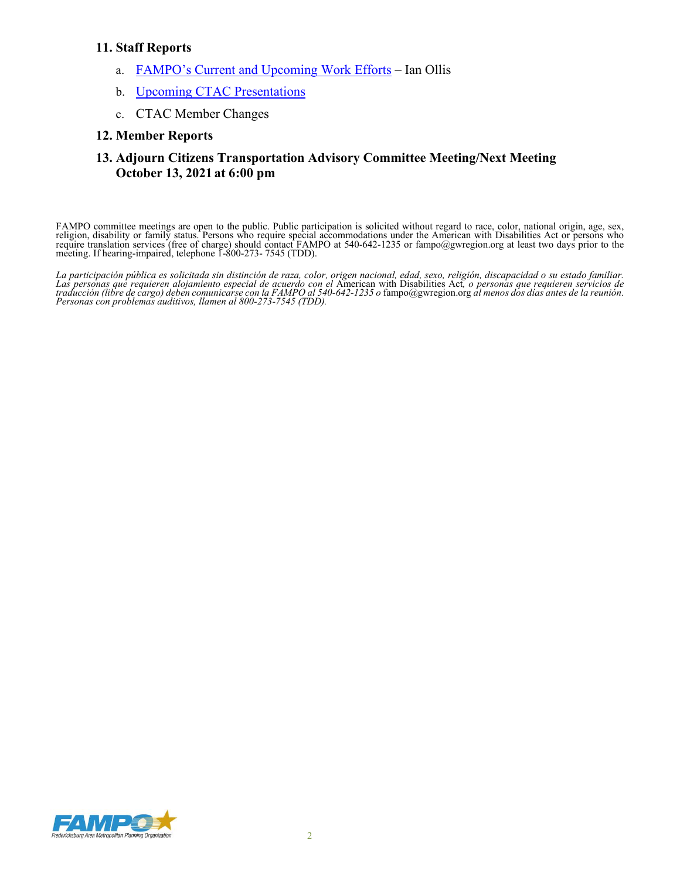**11. Staff Reports**

a. FAMPO's Current and Upcoming Work Efforts – Ian Ollis

b. Upcoming CTAC Presentations

c. CTAC Member Changes

**12. Member Reports**

**13. Adjourn Citizens Transportation Advisory Committee Meeting/Next Meeting October 13, 2021 at 6:00 pm**

FAMPO committee meetings are open to the public. Public participation is solicited without regard to race, color, national origin, age, sex, religion, disability or family status. Persons who require special accommodations under the American with Disabilities Act or persons who require translation services (free of charge) should contact FAMPO at 540-642-1235 or fampo@gwregion.org at least two days prior to the meeting. If hearing-impaired, telephone 1-800-273- 7545 (TDD).

*La participación pública es solicitada sin distinción de raza, color, origen nacional, edad, sexo, religión, discapacidad o su estado familiar. Las personas que requieren alojamiento especial de acuerdo con el* American with Disabilities Act*, o personas que requieren servicios de traducción (libre de cargo) deben comunicarse con la FAMPO al 540-642-1235 o* fampo@gwregion.org *al menos dos días antes de la reunión. Personas con problemas auditivos, llamen al 800-273-7545 (TDD).*